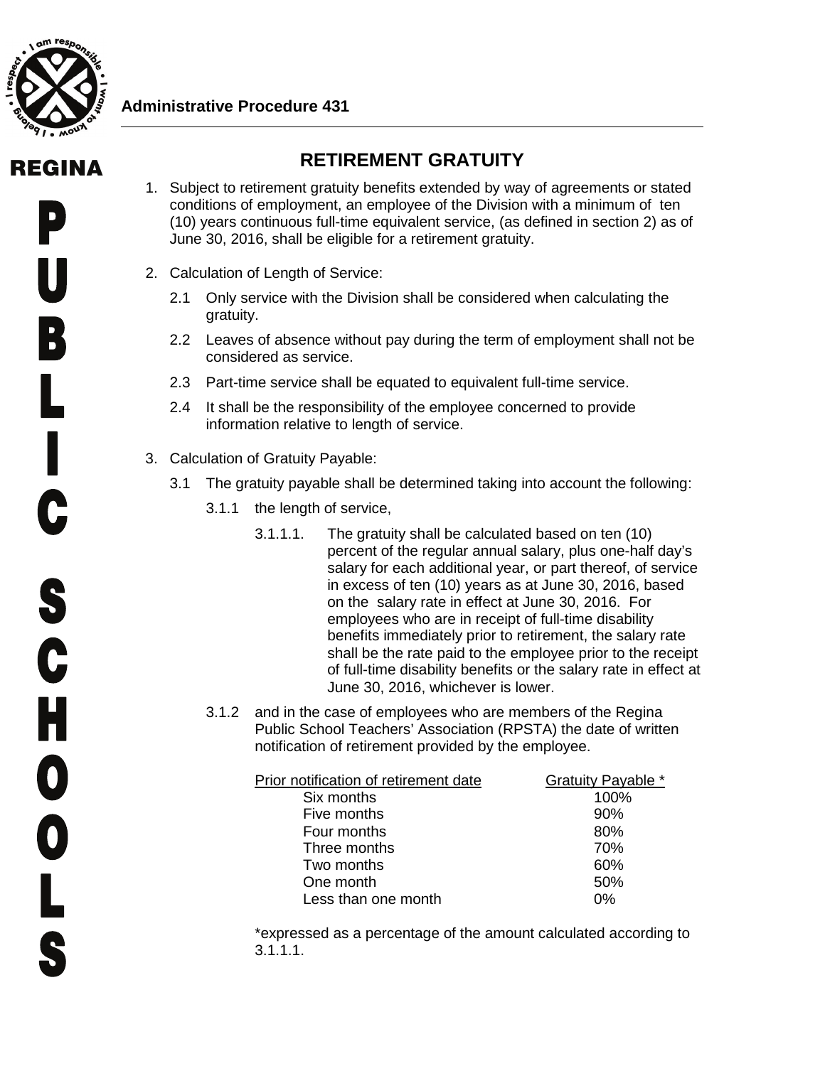**Administrative Procedure 431**

# RETIREMENT GRATUITY

1. Subject to retirement gratuity benefits extended by way of agreements or stated conditions of employment, an employee of the Division with a minimum of ten (10) years continuous full-time equivalent service, (as defined in section 2) as of June 30, 2016, shall be eligible for a retirement gratuity.

2. Calculation of Length of Service:

   2.1 Only service with the Division shall be considered when calculating the gratuity.

   2.2 Leaves of absence without pay during the term of employment shall not be considered as service.

   2.3 Part-time service shall be equated to equivalent full-time service.

   2.4 It shall be the responsibility of the employee concerned to provide information relative to length of service.

3. Calculation of Gratuity Payable:

   3.1 The gratuity payable shall be determined taking into account the following:

   3.1.1 the length of service,

   3.1.1.1. The gratuity shall be calculated based on ten (10) percent of the regular annual salary, plus one-half day's salary for each additional year, or part thereof, of service in excess of ten (10) years as at June 30, 2016, based on the salary rate in effect at June 30, 2016. For employees who are in receipt of full-time disability benefits immediately prior to retirement, the salary rate shall be the rate paid to the employee prior to the receipt of full-time disability benefits or the salary rate in effect at June 30, 2016, whichever is lower.

   3.1.2 and in the case of employees who are members of the Regina Public School Teachers' Association (RPSTA) the date of written notification of retirement provided by the employee.

| Prior notification of retirement date | Gratuity Payable * |
| --- | --- |
| Six months | 100% |
| Five months | 90% |
| Four months | 80% |
| Three months | 70% |
| Two months | 60% |
| One month | 50% |
| Less than one month | 0% |

*expressed as a percentage of the amount calculated according to 3.1.1.1.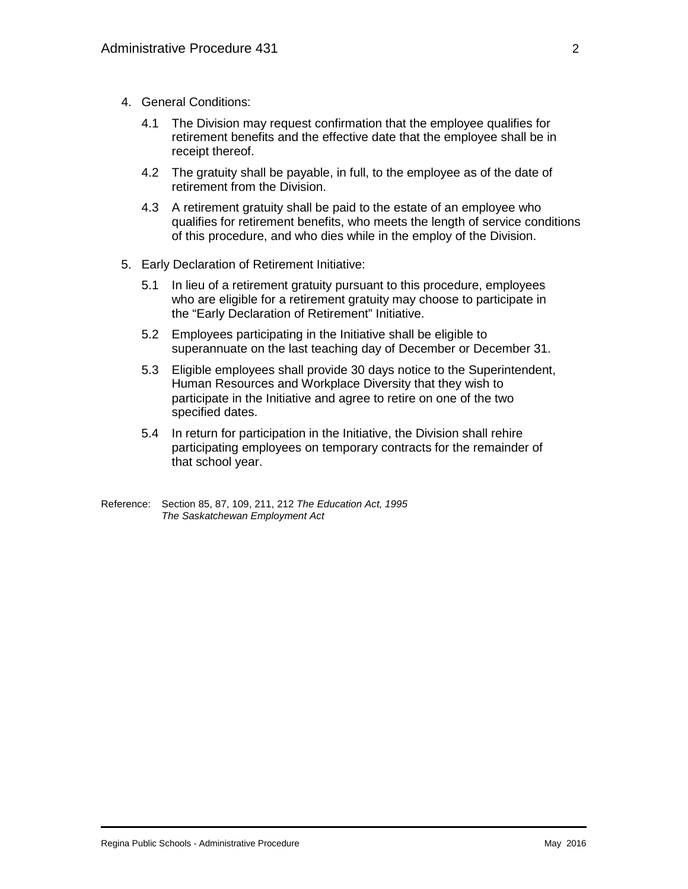4. General Conditions:

   4.1 The Division may request confirmation that the employee qualifies for retirement benefits and the effective date that the employee shall be in receipt thereof.

   4.2 The gratuity shall be payable, in full, to the employee as of the date of retirement from the Division.

   4.3 A retirement gratuity shall be paid to the estate of an employee who qualifies for retirement benefits, who meets the length of service conditions of this procedure, and who dies while in the employ of the Division.

5. Early Declaration of Retirement Initiative:

   5.1 In lieu of a retirement gratuity pursuant to this procedure, employees who are eligible for a retirement gratuity may choose to participate in the "Early Declaration of Retirement" Initiative.

   5.2 Employees participating in the Initiative shall be eligible to superannuate on the last teaching day of December or December 31.

   5.3 Eligible employees shall provide 30 days notice to the Superintendent, Human Resources and Workplace Diversity that they wish to participate in the Initiative and agree to retire on one of the two specified dates.

   5.4 In return for participation in the Initiative, the Division shall rehire participating employees on temporary contracts for the remainder of that school year.

Reference: Section 85, 87, 109, 211, 212 *The Education Act, 1995*
*The Saskatchewan Employment Act*